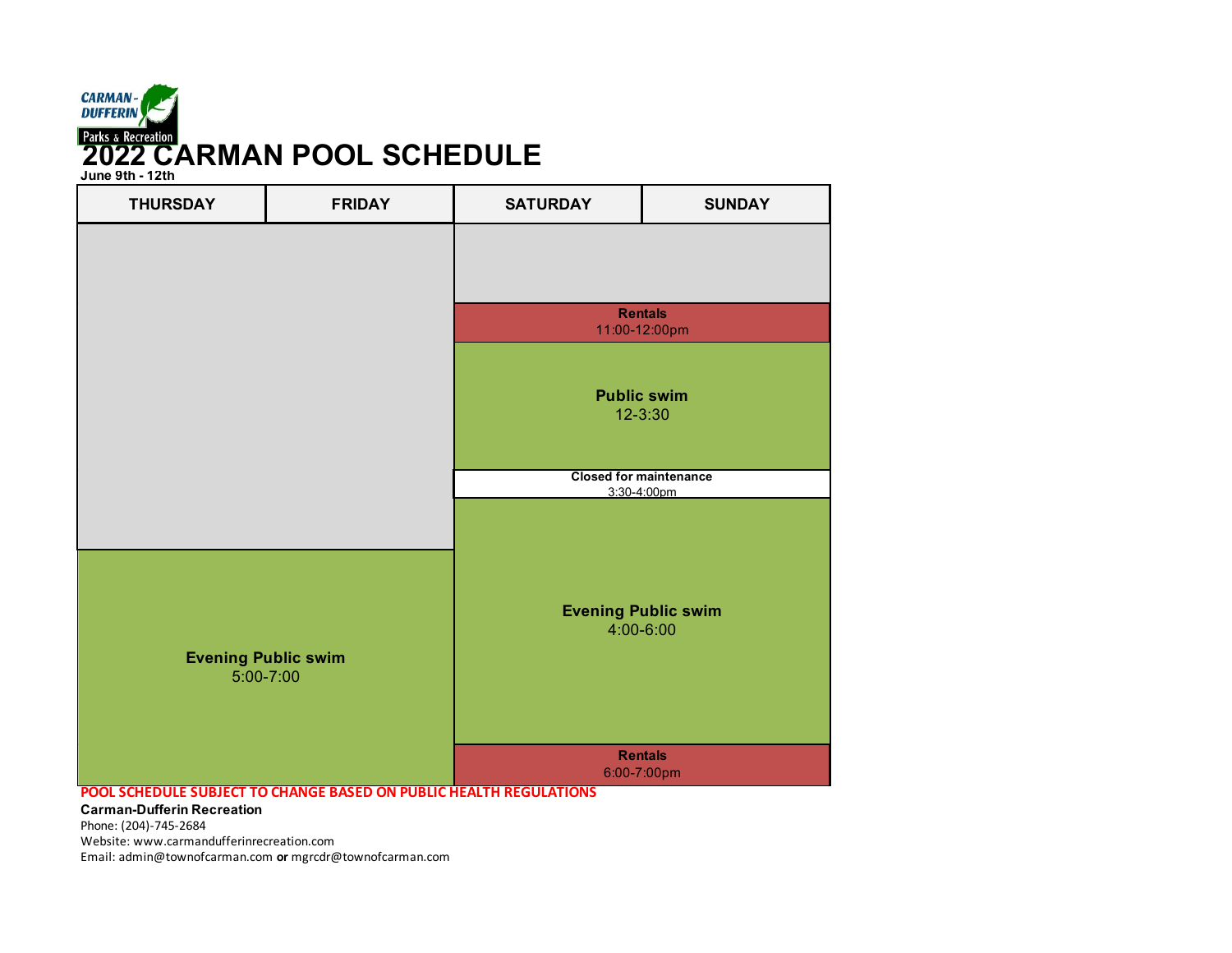CARMAN-DUFFERIN Parks & Recreation

# 2022 CARMAN POOL SCHEDULE

**June 9th - 12th**

| THURSDAY | FRIDAY | SATURDAY | SUNDAY |
| --- | --- | --- | --- |
| | | **Rentals** 11:00-12:00pm | |
| | | **Public swim** 12-3:30 | |
| | | **Closed for maintenance** 3:30-4:00pm | |
| **Evening Public swim** 5:00-7:00 | | **Evening Public swim** 4:00-6:00 | |
| | | **Rentals** 6:00-7:00pm | |

**POOL SCHEDULE SUBJECT TO CHANGE BASED ON PUBLIC HEALTH REGULATIONS**

**Carman-Dufferin Recreation**
Phone: (204)-745-2684
Website: www.carmandufferinrecreation.com
Email: admin@townofcarman.com **or** mgrcdr@townofcarman.com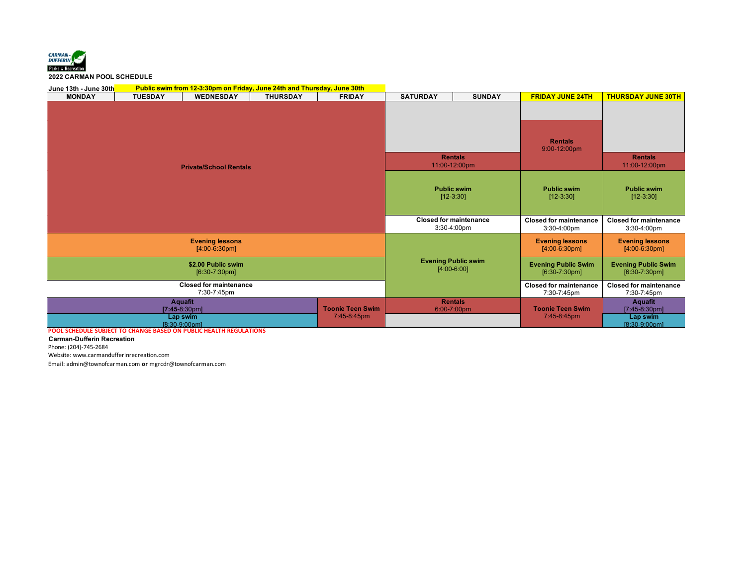**2022 CARMAN POOL SCHEDULE**

**June 13th - June 30th** — **Public swim from 12-3:30pm on Friday, June 24th and Thursday, June 30th**

| MONDAY | TUESDAY | WEDNESDAY | THURSDAY | FRIDAY | SATURDAY | SUNDAY | FRIDAY JUNE 24TH | THURSDAY JUNE 30TH |
|---|---|---|---|---|---|---|---|---|
| **Private/School Rentals** | | | | | | | **Rentals** 9:00-12:00pm | |
| | | | | | **Rentals** 11:00-12:00pm | | | **Rentals** 11:00-12:00pm |
| | | | | | **Public swim** [12-3:30] | | **Public swim** [12-3:30] | **Public swim** [12-3:30] |
| | | | | | **Closed for maintenance** 3:30-4:00pm | | **Closed for maintenance** 3:30-4:00pm | **Closed for maintenance** 3:30-4:00pm |
| **Evening lessons** [4:00-6:30pm] | | | | | **Evening Public swim** [4:00-6:00] | | **Evening lessons** [4:00-6:30pm] | **Evening lessons** [4:00-6:30pm] |
| **$2.00 Public swim** [6:30-7:30pm] | | | | | | | **Evening Public Swim** [6:30-7:30pm] | **Evening Public Swim** [6:30-7:30pm] |
| **Closed for maintenance** 7:30-7:45pm | | | | | | | **Closed for maintenance** 7:30-7:45pm | **Closed for maintenance** 7:30-7:45pm |
| **Aquafit** [7:45-8:30pm] | | | | **Toonie Teen Swim** 7:45-8:45pm | **Rentals** 6:00-7:00pm | | **Toonie Teen Swim** 7:45-8:45pm | **Aquafit** [7:45-8:30pm] |
| **Lap swim** [8:30-9:00pm] | | | | | | | | **Lap swim** [8:30-9:00pm] |

**POOL SCHEDULE SUBJECT TO CHANGE BASED ON PUBLIC HEALTH REGULATIONS**

**Carman-Dufferin Recreation**

Phone: (204)-745-2684

Website: www.carmandufferinrecreation.com

Email: admin@townofcarman.com **or** mgrcdr@townofcarman.com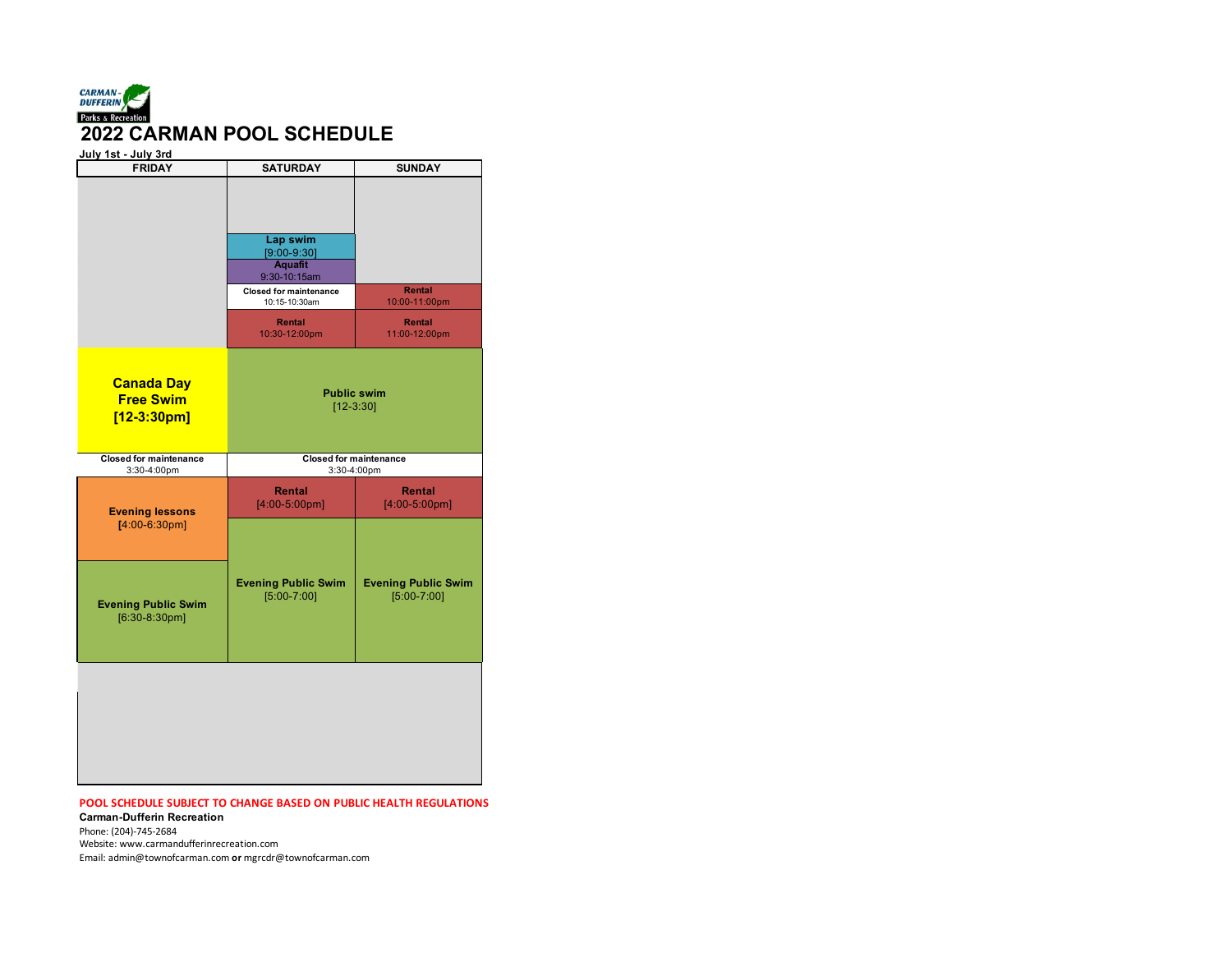CARMAN - DUFFERIN Parks & Recreation

# 2022 CARMAN POOL SCHEDULE

**July 1st - July 3rd**

| FRIDAY | SATURDAY | SUNDAY |
|---|---|---|
| | **Lap swim** [9:00-9:30] | |
| | **Aquafit** 9:30-10:15am | |
| | **Closed for maintenance** 10:15-10:30am | **Rental** 10:00-11:00pm |
| | **Rental** 10:30-12:00pm | **Rental** 11:00-12:00pm |
| **Canada Day Free Swim [12-3:30pm]** | **Public swim** [12-3:30] | **Public swim** [12-3:30] |
| **Closed for maintenance** 3:30-4:00pm | **Closed for maintenance** 3:30-4:00pm | **Closed for maintenance** 3:30-4:00pm |
| **Evening lessons** [4:00-6:30pm] | **Rental** [4:00-5:00pm] | **Rental** [4:00-5:00pm] |
| **Evening Public Swim** [6:30-8:30pm] | **Evening Public Swim** [5:00-7:00] | **Evening Public Swim** [5:00-7:00] |

**POOL SCHEDULE SUBJECT TO CHANGE BASED ON PUBLIC HEALTH REGULATIONS**

**Carman-Dufferin Recreation**

Phone: (204)-745-2684

Website: www.carmandufferinrecreation.com

Email: admin@townofcarman.com **or** mgrcdr@townofcarman.com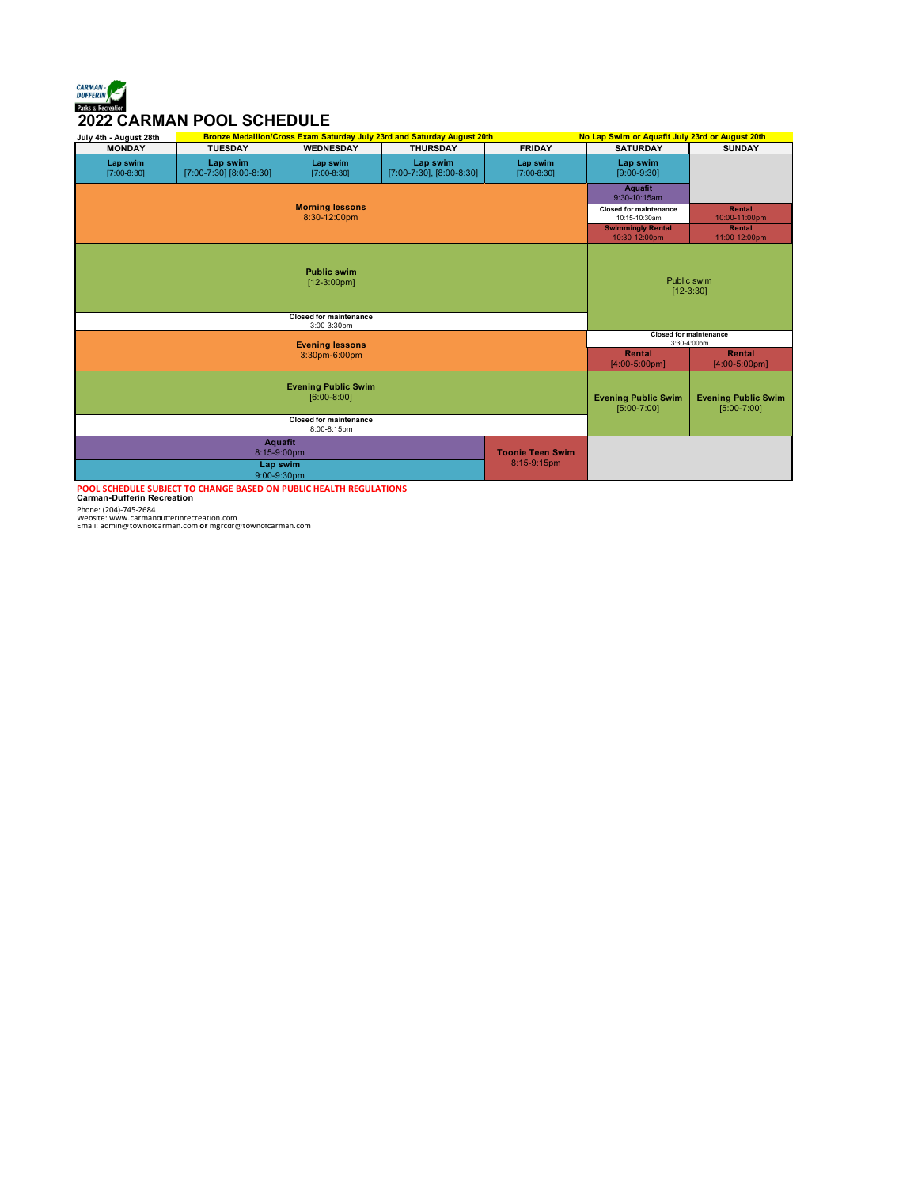CARMAN-DUFFERIN Parks & Recreation

# 2022 CARMAN POOL SCHEDULE

July 4th - August 28th — **Bronze Medallion/Cross Exam Saturday July 23rd and Saturday August 20th** — **No Lap Swim or Aquafit July 23rd or August 20th**

| MONDAY | TUESDAY | WEDNESDAY | THURSDAY | FRIDAY | SATURDAY | SUNDAY |
|---|---|---|---|---|---|---|
| **Lap swim** [7:00-8:30] | **Lap swim** [7:00-7:30] [8:00-8:30] | **Lap swim** [7:00-8:30] | **Lap swim** [7:00-7:30], [8:00-8:30] | **Lap swim** [7:00-8:30] | **Lap swim** [9:00-9:30] | |
| **Morning lessons** 8:30-12:00pm | | | | | **Aquafit** 9:30-10:15am | |
| | | | | | **Closed for maintenance** 10:15-10:30am | **Rental** 10:00-11:00pm |
| | | | | | **Swimmingly Rental** 10:30-12:00pm | **Rental** 11:00-12:00pm |
| **Public swim** [12-3:00pm] | | | | | Public swim [12-3:30] | |
| **Closed for maintenance** 3:00-3:30pm | | | | | | |
| | | | | | **Closed for maintenance** 3:30-4:00pm | |
| **Evening lessons** 3:30pm-6:00pm | | | | | **Rental** [4:00-5:00pm] | **Rental** [4:00-5:00pm] |
| **Evening Public Swim** [6:00-8:00] | | | | | **Evening Public Swim** [5:00-7:00] | **Evening Public Swim** [5:00-7:00] |
| **Closed for maintenance** 8:00-8:15pm | | | | | | |
| **Aquafit** 8:15-9:00pm | | | | **Toonie Teen Swim** 8:15-9:15pm | | |
| **Lap swim** 9:00-9:30pm | | | | | | |

**POOL SCHEDULE SUBJECT TO CHANGE BASED ON PUBLIC HEALTH REGULATIONS**

**Carman-Dufferin Recreation**

Phone: (204)-745-2684
Website: www.carmandufferinrecreation.com
Email: admin@townofcarman.com **or** mgrcdr@townofcarman.com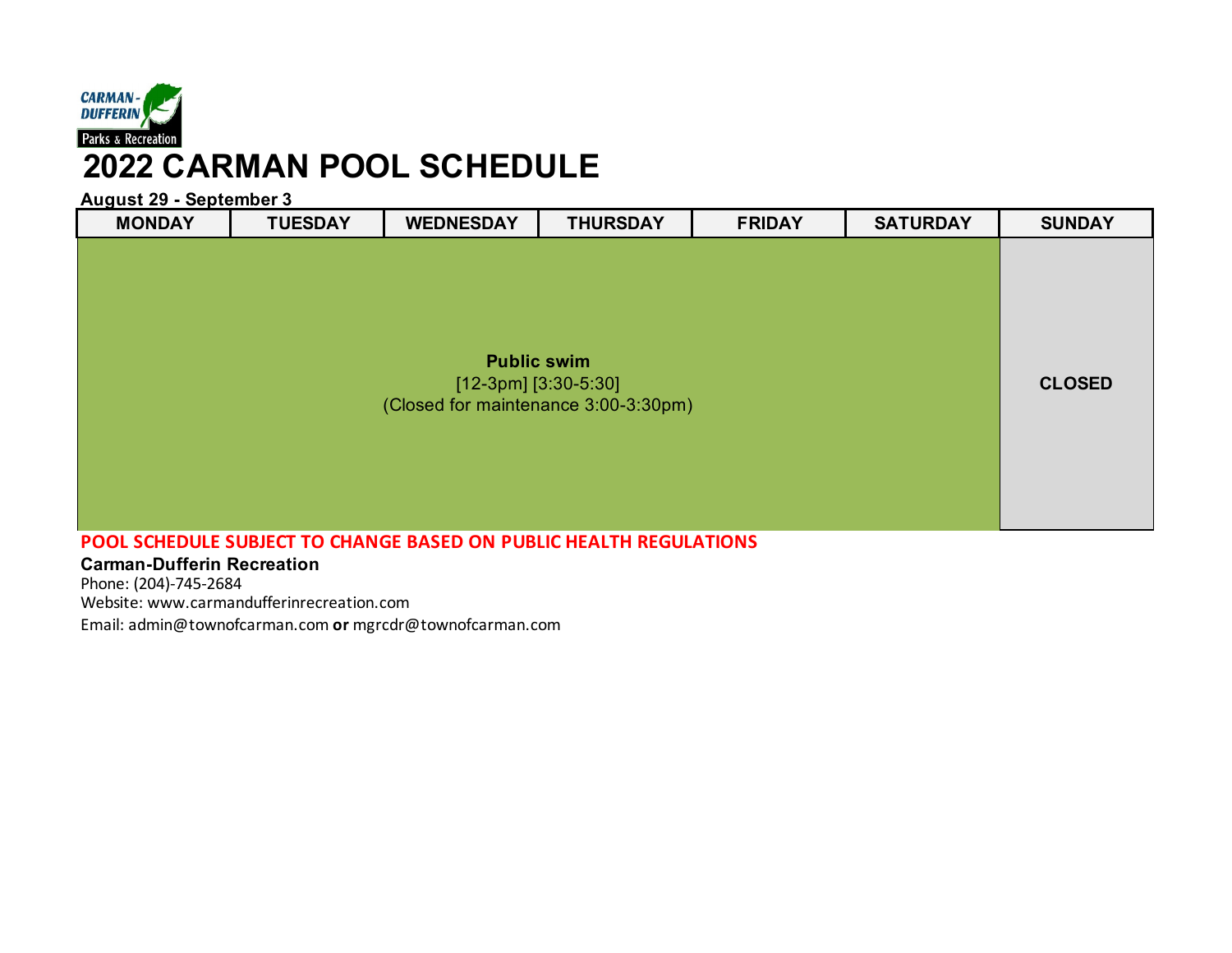CARMAN - DUFFERIN Parks & Recreation

# 2022 CARMAN POOL SCHEDULE

**August 29 - September 3**

| MONDAY | TUESDAY | WEDNESDAY | THURSDAY | FRIDAY | SATURDAY | SUNDAY |
|---|---|---|---|---|---|---|
| **Public swim** [12-3pm] [3:30-5:30] (Closed for maintenance 3:00-3:30pm) | | | | | | **CLOSED** |

**POOL SCHEDULE SUBJECT TO CHANGE BASED ON PUBLIC HEALTH REGULATIONS**

**Carman-Dufferin Recreation**
Phone: (204)-745-2684
Website: www.carmandufferinrecreation.com
Email: admin@townofcarman.com **or** mgrcdr@townofcarman.com